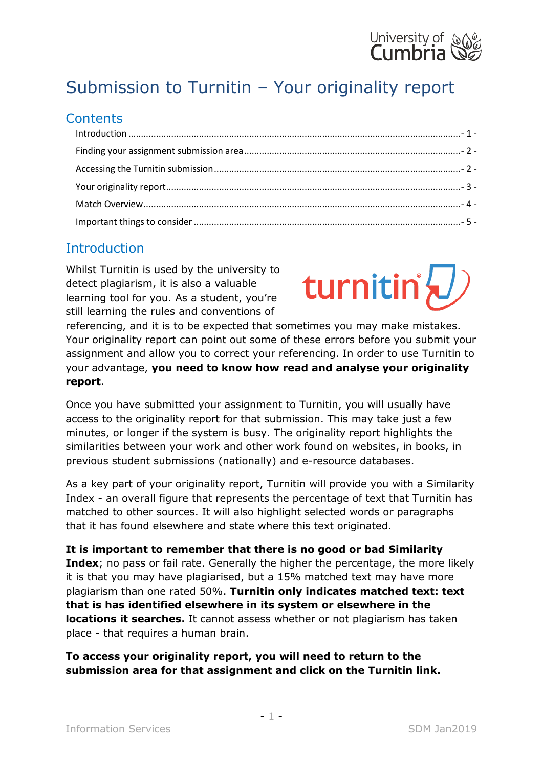# Submission to Turnitin – Your originality report

## Contents

Introduction ................................................................................................- 1 -

Finding your assignment submission area ........................................................- 2 -

Accessing the Turnitin submission ..................................................................- 2 -

Your originality report ....................................................................................- 3 -

Match Overview .............................................................................................- 4 -

Important things to consider ...........................................................................- 5 -

## Introduction

Whilst Turnitin is used by the university to detect plagiarism, it is also a valuable learning tool for you. As a student, you're still learning the rules and conventions of referencing, and it is to be expected that sometimes you may make mistakes. Your originality report can point out some of these errors before you submit your assignment and allow you to correct your referencing. In order to use Turnitin to your advantage, **you need to know how read and analyse your originality report**.

Once you have submitted your assignment to Turnitin, you will usually have access to the originality report for that submission. This may take just a few minutes, or longer if the system is busy. The originality report highlights the similarities between your work and other work found on websites, in books, in previous student submissions (nationally) and e-resource databases.

As a key part of your originality report, Turnitin will provide you with a Similarity Index - an overall figure that represents the percentage of text that Turnitin has matched to other sources. It will also highlight selected words or paragraphs that it has found elsewhere and state where this text originated.

**It is important to remember that there is no good or bad Similarity Index**; no pass or fail rate. Generally the higher the percentage, the more likely it is that you may have plagiarised, but a 15% matched text may have more plagiarism than one rated 50%. **Turnitin only indicates matched text: text that is has identified elsewhere in its system or elsewhere in the locations it searches.** It cannot assess whether or not plagiarism has taken place - that requires a human brain.

**To access your originality report, you will need to return to the submission area for that assignment and click on the Turnitin link.**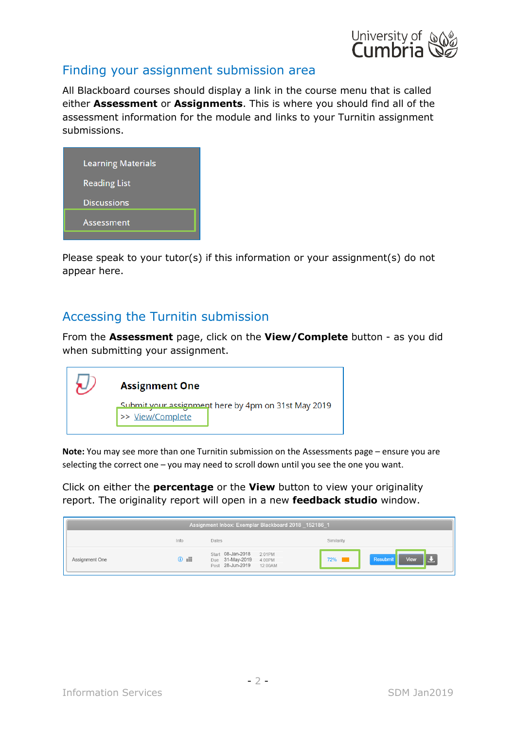## Finding your assignment submission area

All Blackboard courses should display a link in the course menu that is called either **Assessment** or **Assignments**. This is where you should find all of the assessment information for the module and links to your Turnitin assignment submissions.

Learning Materials
Reading List
Discussions
Assessment

Please speak to your tutor(s) if this information or your assignment(s) do not appear here.

## Accessing the Turnitin submission

From the **Assessment** page, click on the **View/Complete** button - as you did when submitting your assignment.

**Assignment One**

Submit your assignment here by 4pm on 31st May 2019

>> View/Complete

**Note:** You may see more than one Turnitin submission on the Assessments page – ensure you are selecting the correct one – you may need to scroll down until you see the one you want.

Click on either the **percentage** or the **View** button to view your originality report. The originality report will open in a new **feedback studio** window.

Assignment Inbox: Exemplar Blackboard 2018 _152186_1

| | Info | Dates | | Similarity | | |
|---|---|---|---|---|---|---|
| Assignment One | | Start 08-Jan-2018 2:01PM<br>Due 31-May-2019 4:00PM<br>Post 28-Jun-2019 12:00AM | | 72% | Resubmit | View |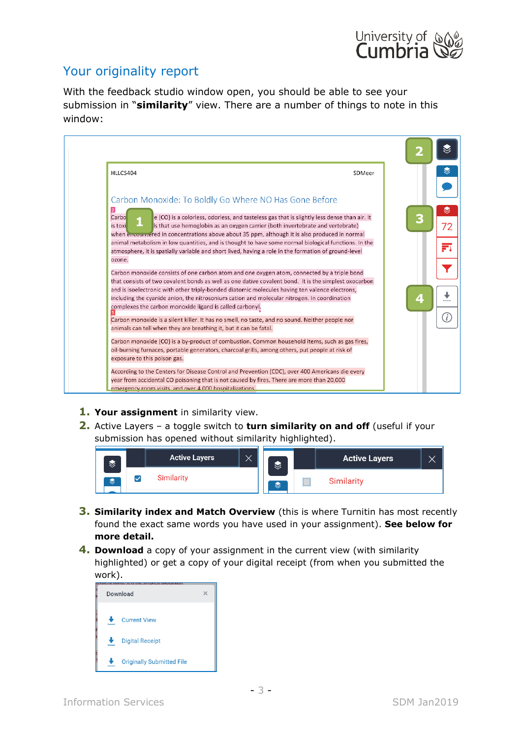## Your originality report

With the feedback studio window open, you should be able to see your submission in "**similarity**" view. There are a number of things to note in this window:

1. **Your assignment** in similarity view.
2. Active Layers – a toggle switch to **turn similarity on and off** (useful if your submission has opened without similarity highlighted).
3. **Similarity index and Match Overview** (this is where Turnitin has most recently found the exact same words you have used in your assignment). **See below for more detail.**
4. **Download** a copy of your assignment in the current view (with similarity highlighted) or get a copy of your digital receipt (from when you submitted the work).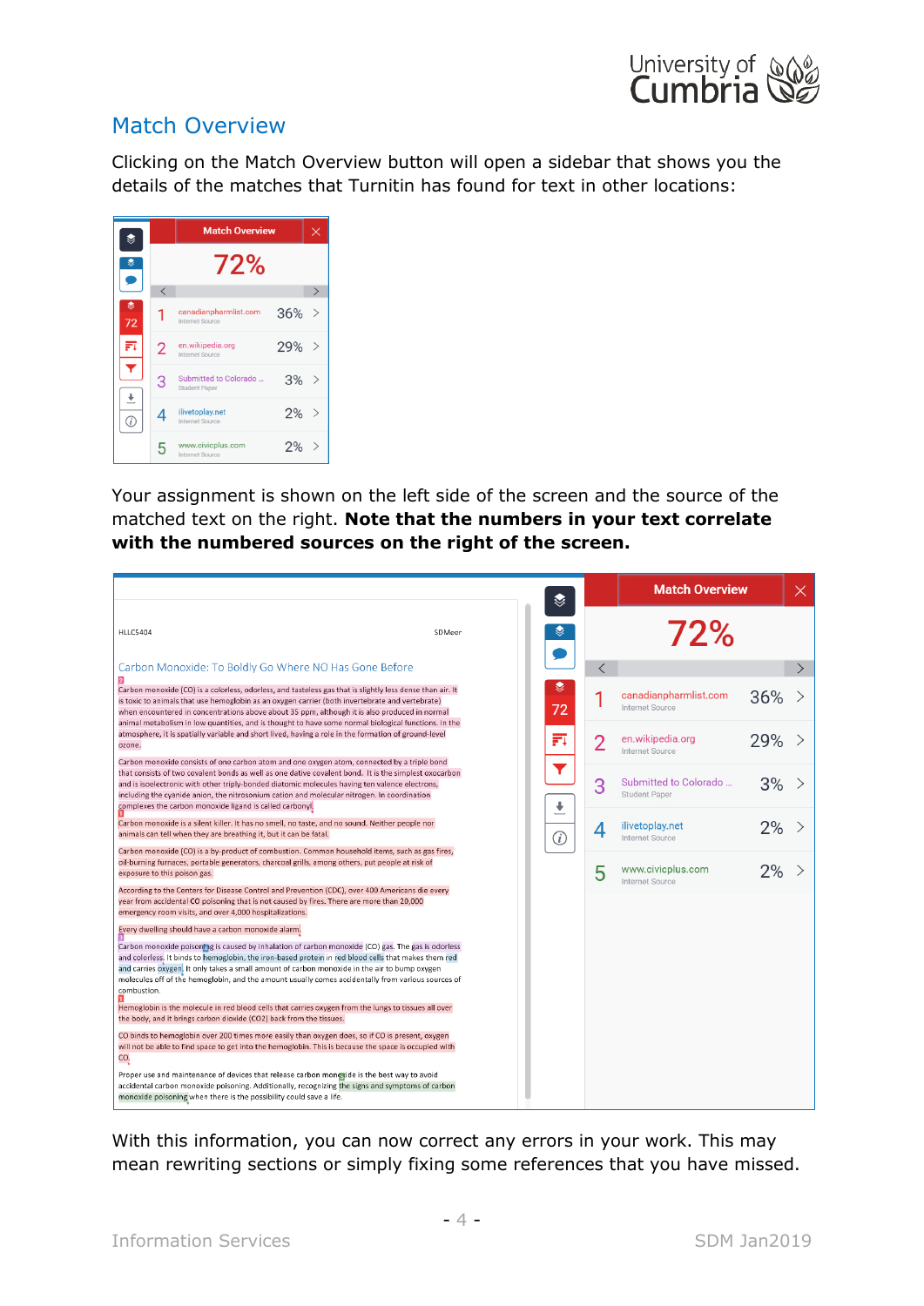## Match Overview

Clicking on the Match Overview button will open a sidebar that shows you the details of the matches that Turnitin has found for text in other locations:

Your assignment is shown on the left side of the screen and the source of the matched text on the right. **Note that the numbers in your text correlate with the numbered sources on the right of the screen.**

With this information, you can now correct any errors in your work. This may mean rewriting sections or simply fixing some references that you have missed.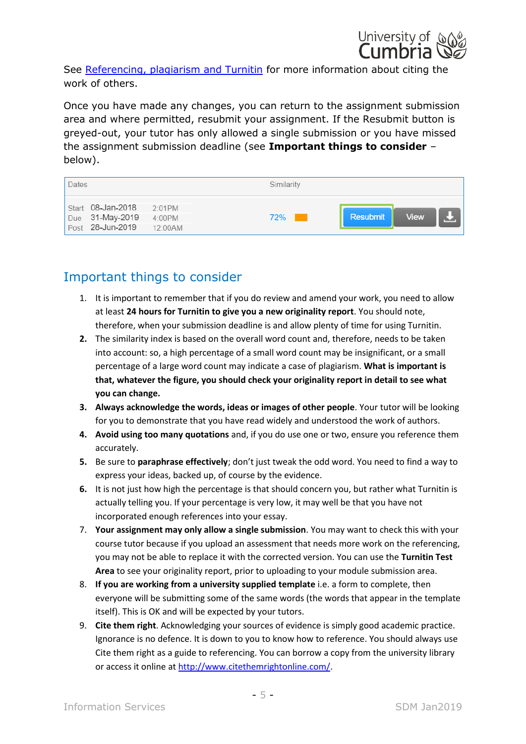See [Referencing, plagiarism and Turnitin]() for more information about citing the work of others.

Once you have made any changes, you can return to the assignment submission area and where permitted, resubmit your assignment. If the Resubmit button is greyed-out, your tutor has only allowed a single submission or you have missed the assignment submission deadline (see **Important things to consider** – below).

| Dates | | | Similarity | | | |
|---|---|---|---|---|---|---|
| Start | 08-Jan-2018 | 2:01PM | 72% | Resubmit | View | |
| Due | 31-May-2019 | 4:00PM | | | | |
| Post | 28-Jun-2019 | 12:00AM | | | | |

## Important things to consider

1. It is important to remember that if you do review and amend your work, you need to allow at least **24 hours for Turnitin to give you a new originality report**. You should note, therefore, when your submission deadline is and allow plenty of time for using Turnitin.
2. The similarity index is based on the overall word count and, therefore, needs to be taken into account: so, a high percentage of a small word count may be insignificant, or a small percentage of a large word count may indicate a case of plagiarism. **What is important is that, whatever the figure, you should check your originality report in detail to see what you can change.**
3. **Always acknowledge the words, ideas or images of other people**. Your tutor will be looking for you to demonstrate that you have read widely and understood the work of authors.
4. **Avoid using too many quotations** and, if you do use one or two, ensure you reference them accurately.
5. Be sure to **paraphrase effectively**; don't just tweak the odd word. You need to find a way to express your ideas, backed up, of course by the evidence.
6. It is not just how high the percentage is that should concern you, but rather what Turnitin is actually telling you. If your percentage is very low, it may well be that you have not incorporated enough references into your essay.
7. **Your assignment may only allow a single submission**. You may want to check this with your course tutor because if you upload an assessment that needs more work on the referencing, you may not be able to replace it with the corrected version. You can use the **Turnitin Test Area** to see your originality report, prior to uploading to your module submission area.
8. **If you are working from a university supplied template** i.e. a form to complete, then everyone will be submitting some of the same words (the words that appear in the template itself). This is OK and will be expected by your tutors.
9. **Cite them right**. Acknowledging your sources of evidence is simply good academic practice. Ignorance is no defence. It is down to you to know how to reference. You should always use Cite them right as a guide to referencing. You can borrow a copy from the university library or access it online at [http://www.citethemrightonline.com/](http://www.citethemrightonline.com/).